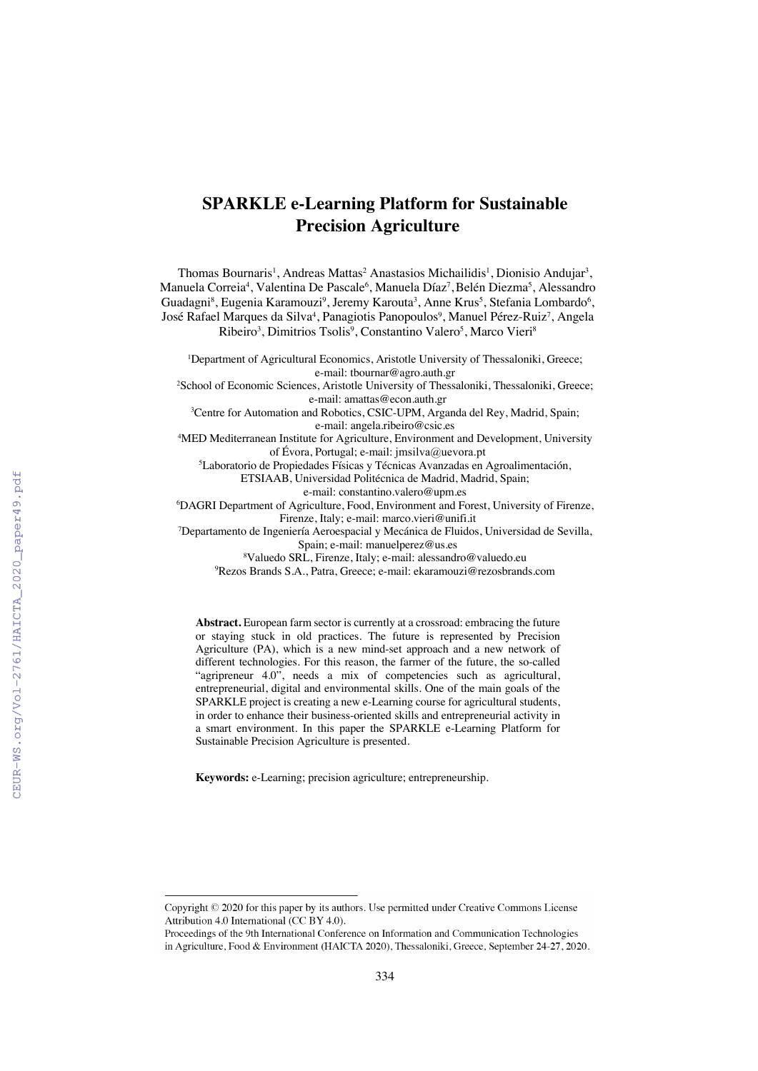# SPARKLE e-Learning Platform for Sustainable Precision Agriculture

Thomas Bournaris[1], Andreas Mattas[2] Anastasios Michailidis[1], Dionisio Andujar[3], Manuela Correia[4], Valentina De Pascale[6], Manuela Díaz[7], Belén Diezma[5], Alessandro Guadagni[8], Eugenia Karamouzi[9], Jeremy Karouta[3], Anne Krus[5], Stefania Lombardo[6], José Rafael Marques da Silva[4], Panagiotis Panopoulos[9], Manuel Pérez-Ruiz[7], Angela Ribeiro[3], Dimitrios Tsolis[9], Constantino Valero[5], Marco Vieri[8]

[1]Department of Agricultural Economics, Aristotle University of Thessaloniki, Greece; e-mail: tbournar@agro.auth.gr

[2]School of Economic Sciences, Aristotle University of Thessaloniki, Thessaloniki, Greece; e-mail: amattas@econ.auth.gr

[3]Centre for Automation and Robotics, CSIC-UPM, Arganda del Rey, Madrid, Spain; e-mail: angela.ribeiro@csic.es

[4]MED Mediterranean Institute for Agriculture, Environment and Development, University of Évora, Portugal; e-mail: jmsilva@uevora.pt

[5]Laboratorio de Propiedades Físicas y Técnicas Avanzadas en Agroalimentación, ETSIAAB, Universidad Politécnica de Madrid, Madrid, Spain; e-mail: constantino.valero@upm.es

[6]DAGRI Department of Agriculture, Food, Environment and Forest, University of Firenze, Firenze, Italy; e-mail: marco.vieri@unifi.it

[7]Departamento de Ingeniería Aeroespacial y Mecánica de Fluidos, Universidad de Sevilla, Spain; e-mail: manuelperez@us.es

[8]Valuedo SRL, Firenze, Italy; e-mail: alessandro@valuedo.eu

[9]Rezos Brands S.A., Patra, Greece; e-mail: ekaramouzi@rezosbrands.com

**Abstract.** European farm sector is currently at a crossroad: embracing the future or staying stuck in old practices. The future is represented by Precision Agriculture (PA), which is a new mind-set approach and a new network of different technologies. For this reason, the farmer of the future, the so-called "agripreneur 4.0", needs a mix of competencies such as agricultural, entrepreneurial, digital and environmental skills. One of the main goals of the SPARKLE project is creating a new e-Learning course for agricultural students, in order to enhance their business-oriented skills and entrepreneurial activity in a smart environment. In this paper the SPARKLE e-Learning Platform for Sustainable Precision Agriculture is presented.

**Keywords:** e-Learning; precision agriculture; entrepreneurship.

---

Copyright © 2020 for this paper by its authors. Use permitted under Creative Commons License Attribution 4.0 International (CC BY 4.0).

Proceedings of the 9th International Conference on Information and Communication Technologies in Agriculture, Food & Environment (HAICTA 2020), Thessaloniki, Greece, September 24-27, 2020.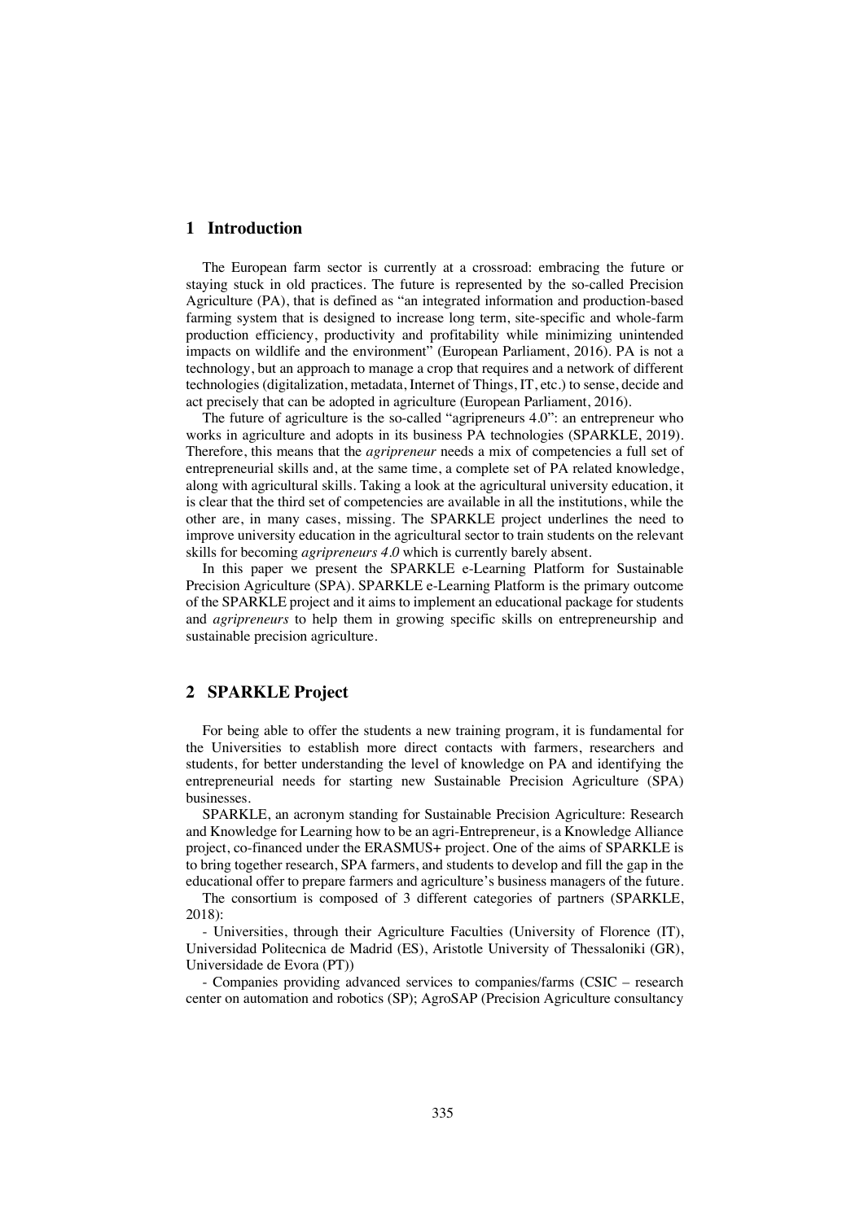## 1 Introduction

The European farm sector is currently at a crossroad: embracing the future or staying stuck in old practices. The future is represented by the so-called Precision Agriculture (PA), that is defined as "an integrated information and production-based farming system that is designed to increase long term, site-specific and whole-farm production efficiency, productivity and profitability while minimizing unintended impacts on wildlife and the environment" (European Parliament, 2016). PA is not a technology, but an approach to manage a crop that requires and a network of different technologies (digitalization, metadata, Internet of Things, IT, etc.) to sense, decide and act precisely that can be adopted in agriculture (European Parliament, 2016).

The future of agriculture is the so-called "agripreneurs 4.0": an entrepreneur who works in agriculture and adopts in its business PA technologies (SPARKLE, 2019). Therefore, this means that the *agripreneur* needs a mix of competencies a full set of entrepreneurial skills and, at the same time, a complete set of PA related knowledge, along with agricultural skills. Taking a look at the agricultural university education, it is clear that the third set of competencies are available in all the institutions, while the other are, in many cases, missing. The SPARKLE project underlines the need to improve university education in the agricultural sector to train students on the relevant skills for becoming *agripreneurs 4.0* which is currently barely absent.

In this paper we present the SPARKLE e-Learning Platform for Sustainable Precision Agriculture (SPA). SPARKLE e-Learning Platform is the primary outcome of the SPARKLE project and it aims to implement an educational package for students and *agripreneurs* to help them in growing specific skills on entrepreneurship and sustainable precision agriculture.

## 2 SPARKLE Project

For being able to offer the students a new training program, it is fundamental for the Universities to establish more direct contacts with farmers, researchers and students, for better understanding the level of knowledge on PA and identifying the entrepreneurial needs for starting new Sustainable Precision Agriculture (SPA) businesses.

SPARKLE, an acronym standing for Sustainable Precision Agriculture: Research and Knowledge for Learning how to be an agri-Entrepreneur, is a Knowledge Alliance project, co-financed under the ERASMUS+ project. One of the aims of SPARKLE is to bring together research, SPA farmers, and students to develop and fill the gap in the educational offer to prepare farmers and agriculture's business managers of the future.

The consortium is composed of 3 different categories of partners (SPARKLE, 2018):

- Universities, through their Agriculture Faculties (University of Florence (IT), Universidad Politecnica de Madrid (ES), Aristotle University of Thessaloniki (GR), Universidade de Evora (PT))

- Companies providing advanced services to companies/farms (CSIC – research center on automation and robotics (SP); AgroSAP (Precision Agriculture consultancy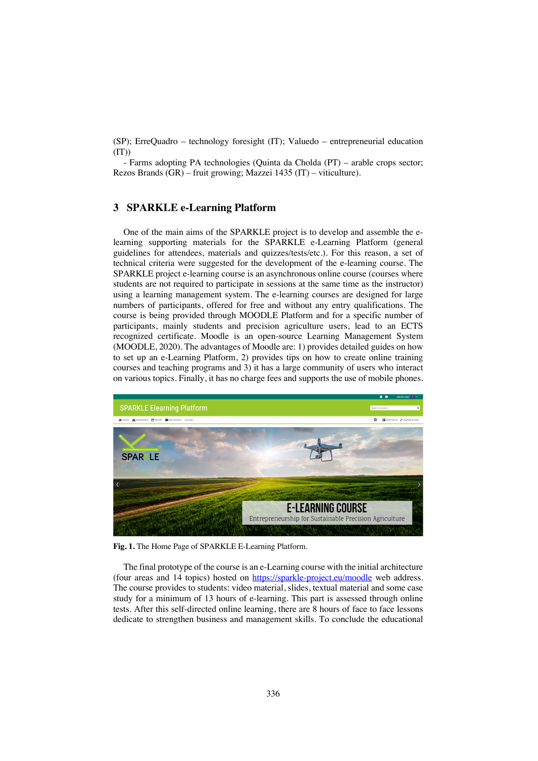(SP); ErreQuadro – technology foresight (IT); Valuedo – entrepreneurial education (IT))

- Farms adopting PA technologies (Quinta da Cholda (PT) – arable crops sector; Rezos Brands (GR) – fruit growing; Mazzei 1435 (IT) – viticulture).

## 3 SPARKLE e-Learning Platform

One of the main aims of the SPARKLE project is to develop and assemble the e-learning supporting materials for the SPARKLE e-Learning Platform (general guidelines for attendees, materials and quizzes/tests/etc.). For this reason, a set of technical criteria were suggested for the development of the e-learning course. The SPARKLE project e-learning course is an asynchronous online course (courses where students are not required to participate in sessions at the same time as the instructor) using a learning management system. The e-learning courses are designed for large numbers of participants, offered for free and without any entry qualifications. The course is being provided through MOODLE Platform and for a specific number of participants, mainly students and precision agriculture users, lead to an ECTS recognized certificate. Moodle is an open-source Learning Management System (MOODLE, 2020). The advantages of Moodle are: 1) provides detailed guides on how to set up an e-Learning Platform, 2) provides tips on how to create online training courses and teaching programs and 3) it has a large community of users who interact on various topics. Finally, it has no charge fees and supports the use of mobile phones.

**Fig. 1.** The Home Page of SPARKLE E-Learning Platform.

The final prototype of the course is an e-Learning course with the initial architecture (four areas and 14 topics) hosted on [https://sparkle-project.eu/moodle](https://sparkle-project.eu/moodle) web address. The course provides to students: video material, slides, textual material and some case study for a minimum of 13 hours of e-learning. This part is assessed through online tests. After this self-directed online learning, there are 8 hours of face to face lessons dedicate to strengthen business and management skills. To conclude the educational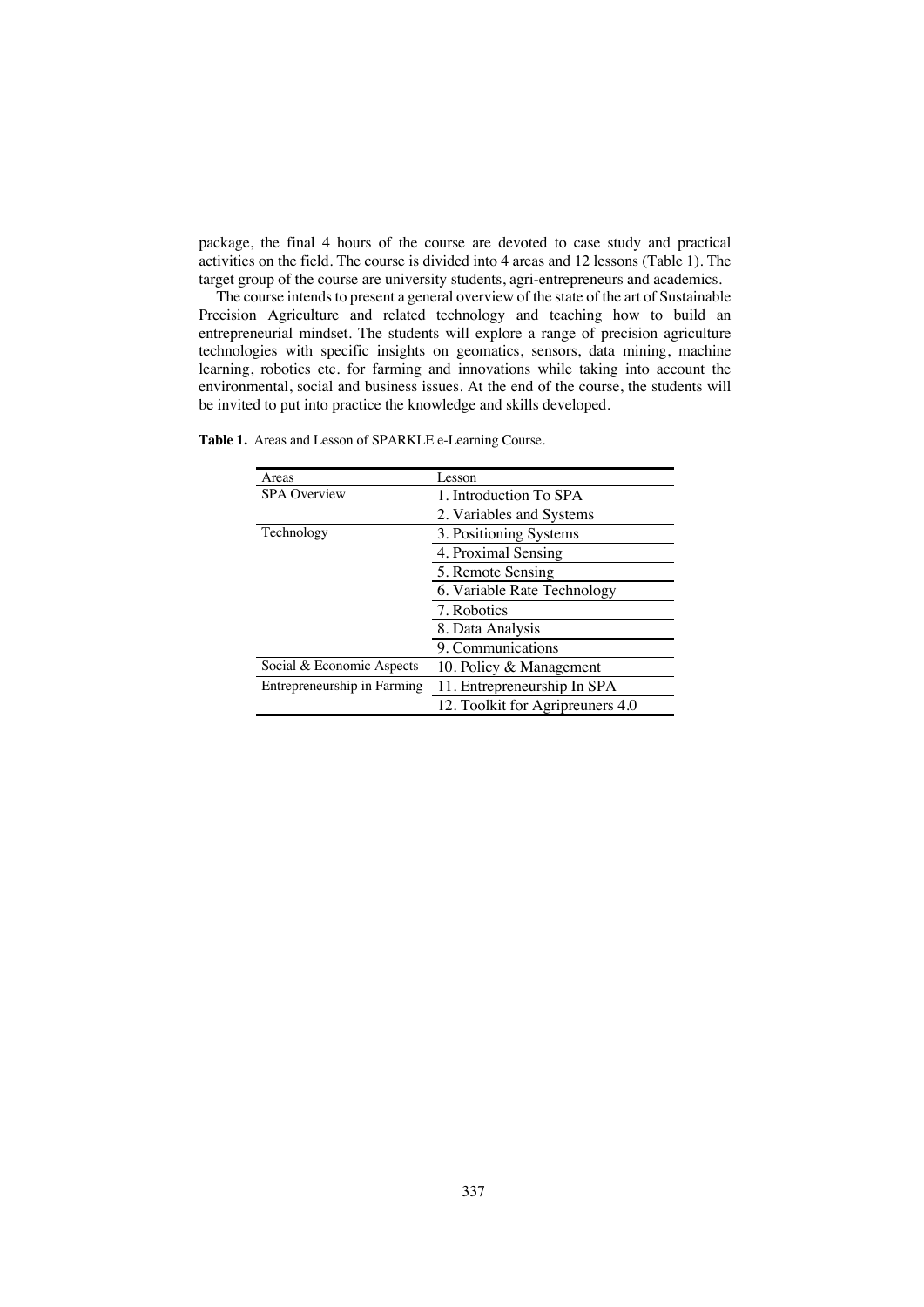package, the final 4 hours of the course are devoted to case study and practical activities on the field. The course is divided into 4 areas and 12 lessons (Table 1). The target group of the course are university students, agri-entrepreneurs and academics.

The course intends to present a general overview of the state of the art of Sustainable Precision Agriculture and related technology and teaching how to build an entrepreneurial mindset. The students will explore a range of precision agriculture technologies with specific insights on geomatics, sensors, data mining, machine learning, robotics etc. for farming and innovations while taking into account the environmental, social and business issues. At the end of the course, the students will be invited to put into practice the knowledge and skills developed.

**Table 1.** Areas and Lesson of SPARKLE e-Learning Course.

| Areas | Lesson |
|---|---|
| SPA Overview | 1. Introduction To SPA |
| | 2. Variables and Systems |
| Technology | 3. Positioning Systems |
| | 4. Proximal Sensing |
| | 5. Remote Sensing |
| | 6. Variable Rate Technology |
| | 7. Robotics |
| | 8. Data Analysis |
| | 9. Communications |
| Social & Economic Aspects | 10. Policy & Management |
| Entrepreneurship in Farming | 11. Entrepreneurship In SPA |
| | 12. Toolkit for Agripreuners 4.0 |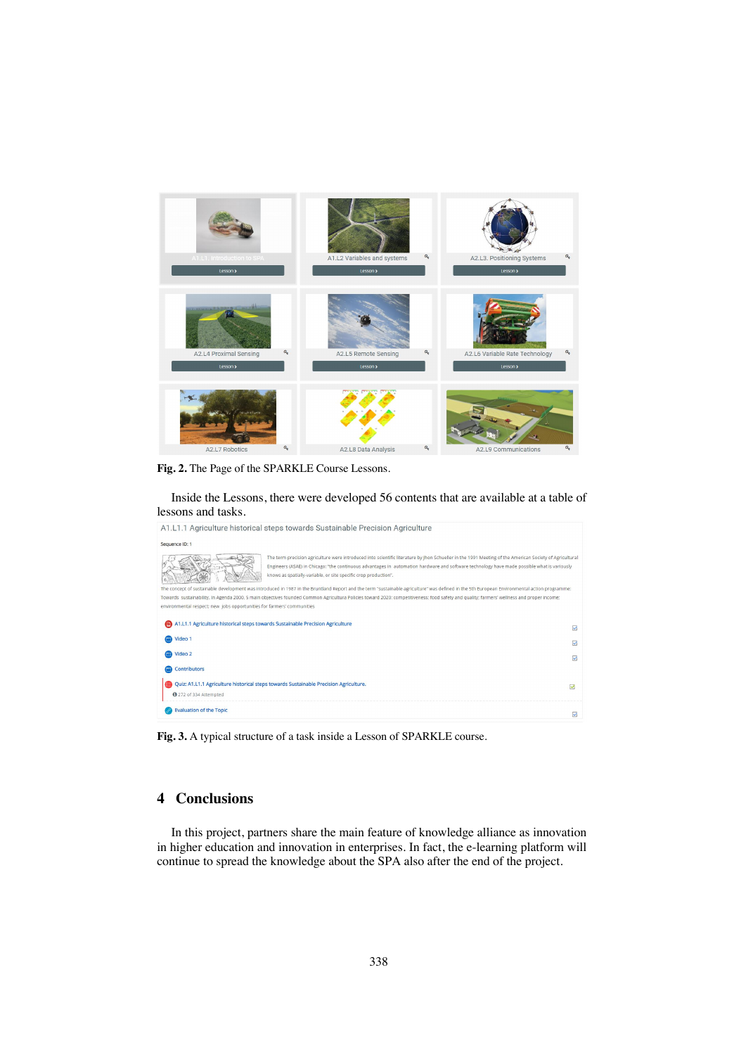Fig. 2. The Page of the SPARKLE Course Lessons.

Inside the Lessons, there were developed 56 contents that are available at a table of lessons and tasks.

Fig. 3. A typical structure of a task inside a Lesson of SPARKLE course.

## 4 Conclusions

In this project, partners share the main feature of knowledge alliance as innovation in higher education and innovation in enterprises. In fact, the e-learning platform will continue to spread the knowledge about the SPA also after the end of the project.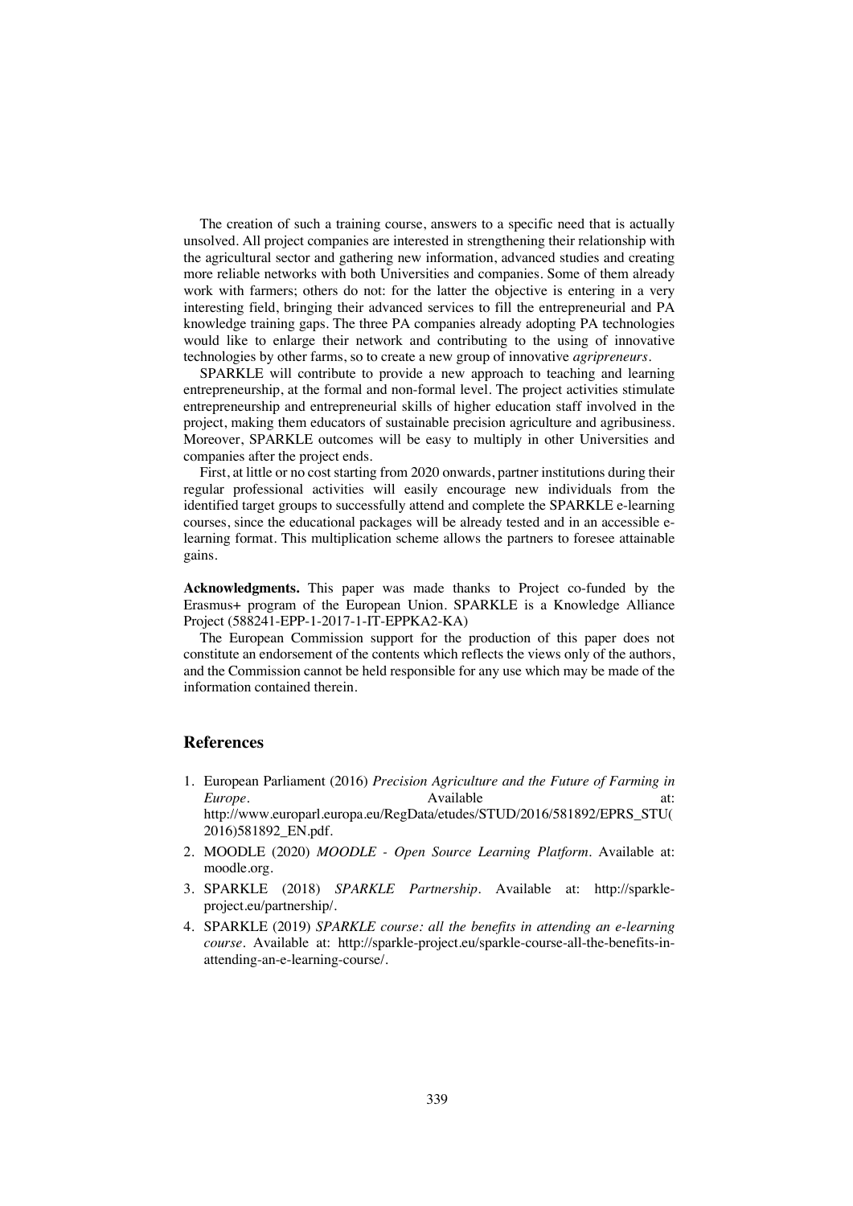The creation of such a training course, answers to a specific need that is actually unsolved. All project companies are interested in strengthening their relationship with the agricultural sector and gathering new information, advanced studies and creating more reliable networks with both Universities and companies. Some of them already work with farmers; others do not: for the latter the objective is entering in a very interesting field, bringing their advanced services to fill the entrepreneurial and PA knowledge training gaps. The three PA companies already adopting PA technologies would like to enlarge their network and contributing to the using of innovative technologies by other farms, so to create a new group of innovative *agripreneurs*.

SPARKLE will contribute to provide a new approach to teaching and learning entrepreneurship, at the formal and non-formal level. The project activities stimulate entrepreneurship and entrepreneurial skills of higher education staff involved in the project, making them educators of sustainable precision agriculture and agribusiness. Moreover, SPARKLE outcomes will be easy to multiply in other Universities and companies after the project ends.

First, at little or no cost starting from 2020 onwards, partner institutions during their regular professional activities will easily encourage new individuals from the identified target groups to successfully attend and complete the SPARKLE e-learning courses, since the educational packages will be already tested and in an accessible e-learning format. This multiplication scheme allows the partners to foresee attainable gains.

**Acknowledgments.** This paper was made thanks to Project co-funded by the Erasmus+ program of the European Union. SPARKLE is a Knowledge Alliance Project (588241-EPP-1-2017-1-IT-EPPKA2-KA)

The European Commission support for the production of this paper does not constitute an endorsement of the contents which reflects the views only of the authors, and the Commission cannot be held responsible for any use which may be made of the information contained therein.

## References

1. European Parliament (2016) *Precision Agriculture and the Future of Farming in Europe*. Available at: http://www.europarl.europa.eu/RegData/etudes/STUD/2016/581892/EPRS_STU(2016)581892_EN.pdf.
2. MOODLE (2020) *MOODLE - Open Source Learning Platform*. Available at: moodle.org.
3. SPARKLE (2018) *SPARKLE Partnership*. Available at: http://sparkle-project.eu/partnership/.
4. SPARKLE (2019) *SPARKLE course: all the benefits in attending an e-learning course*. Available at: http://sparkle-project.eu/sparkle-course-all-the-benefits-in-attending-an-e-learning-course/.